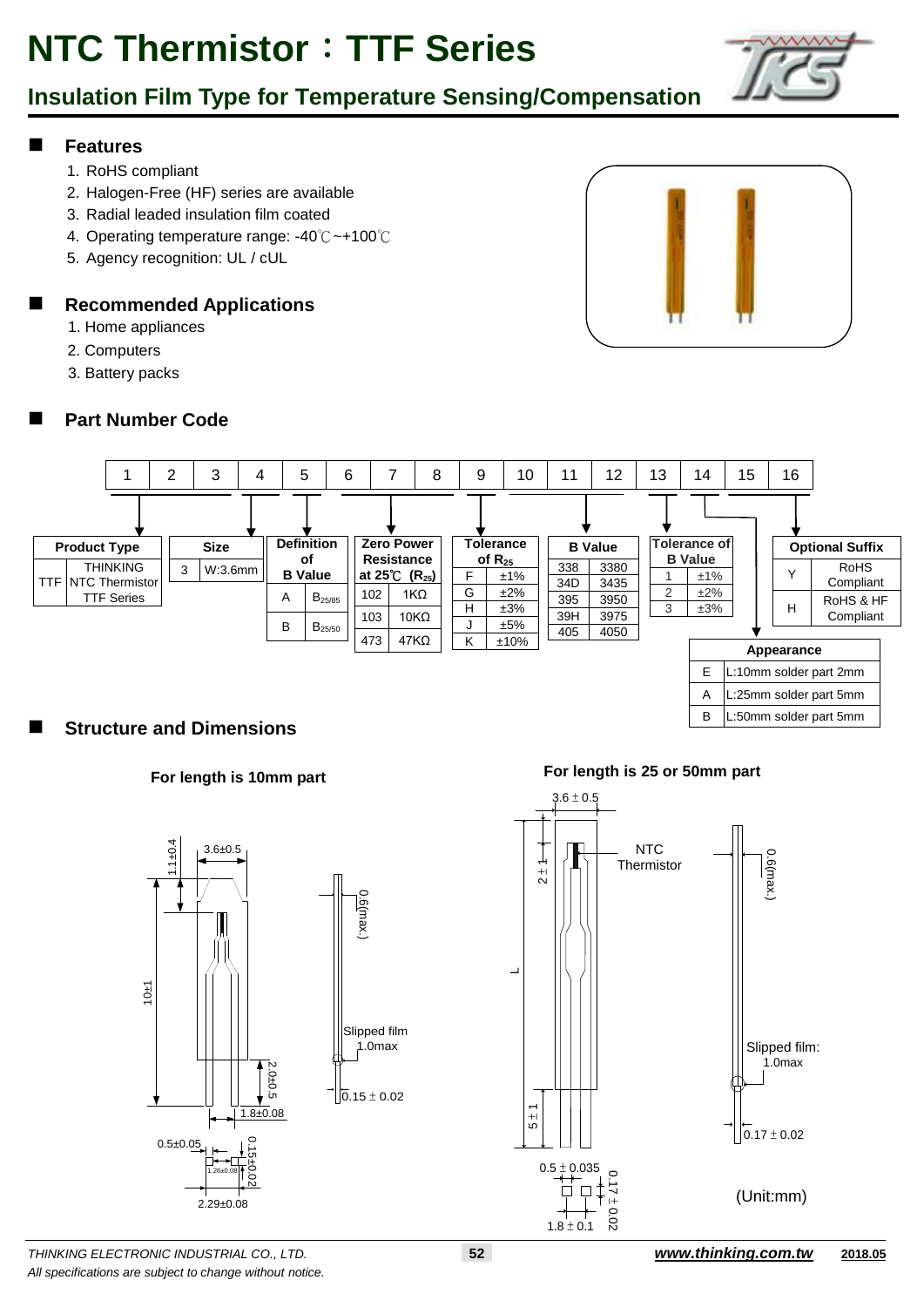# NTC Thermistor：TTF Series

## Insulation Film Type for Temperature Sensing/Compensation

### Features

1. RoHS compliant
2. Halogen-Free (HF) series are available
3. Radial leaded insulation film coated
4. Operating temperature range: -40℃~+100℃
5. Agency recognition: UL / cUL

### Recommended Applications

1. Home appliances
2. Computers
3. Battery packs

### Part Number Code

| 1 | 2 | 3 | 4 | 5 | 6 | 7 | 8 | 9 | 10 | 11 | 12 | 13 | 14 | 15 | 16 |
|---|---|---|---|---|---|---|---|---|---|---|---|---|---|---|---|

**Product Type** (1–3)

| Code | Description |
|---|---|
| TTF | THINKING NTC Thermistor TTF Series |

**Size** (4)

| Code | Size |
|---|---|
| 3 | W:3.6mm |

**Definition of B Value** (5)

| Code | Definition |
|---|---|
| A | $B_{25/85}$ |
| B | $B_{25/50}$ |

**Zero Power Resistance at 25℃ ($R_{25}$)** (6–8)

| Code | Resistance |
|---|---|
| 102 | 1KΩ |
| 103 | 10KΩ |
| 473 | 47KΩ |

**Tolerance of $R_{25}$** (9)

| Code | Tolerance |
|---|---|
| F | ±1% |
| G | ±2% |
| H | ±3% |
| J | ±5% |
| K | ±10% |

**B Value** (10–12)

| Code | B Value |
|---|---|
| 338 | 3380 |
| 34D | 3435 |
| 395 | 3950 |
| 39H | 3975 |
| 405 | 4050 |

**Tolerance of B Value** (13)

| Code | Tolerance |
|---|---|
| 1 | ±1% |
| 2 | ±2% |
| 3 | ±3% |

**Appearance** (14)

| Code | Appearance |
|---|---|
| E | L:10mm solder part 2mm |
| A | L:25mm solder part 5mm |
| B | L:50mm solder part 5mm |

**Optional Suffix** (15–16)

| Code | Description |
|---|---|
| Y | RoHS Compliant |
| H | RoHS & HF Compliant |

### Structure and Dimensions

**For length is 10mm part**

3.6±0.5; 1.1±0.4; 10±1; 2.0±0.5; 1.8±0.08; 0.6(max.); Slipped film 1.0max; 0.15 ± 0.02; 0.5±0.05; 1.26±0.08; 0.15±0.02; 2.29±0.08

**For length is 25 or 50mm part**

3.6 ± 0.5; 2 ± 1; NTC Thermistor; L; 5 ± 1; 0.6(max.); Slipped film: 1.0max; 0.17 ± 0.02; 0.5 ± 0.035; 0.17 ± 0.02; 1.8 ± 0.1

(Unit:mm)

*THINKING ELECTRONIC INDUSTRIAL CO., LTD.* **www.thinking.com.tw** 2018.05

*All specifications are subject to change without notice.*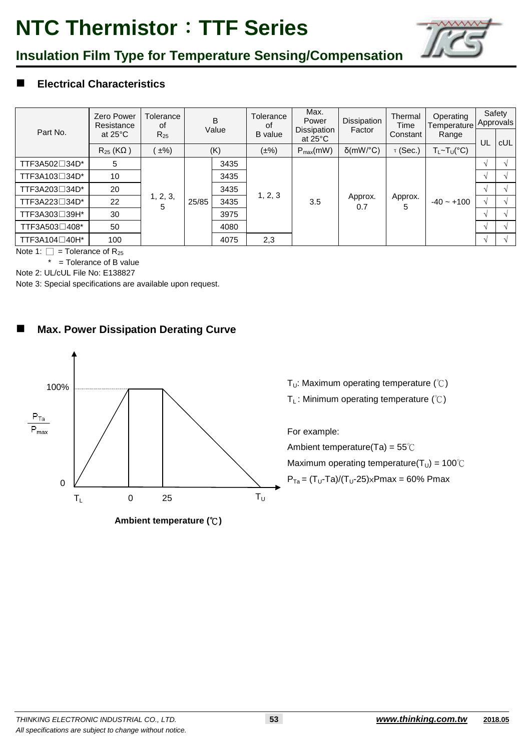# NTC Thermistor：TTF Series

## Insulation Film Type for Temperature Sensing/Compensation

### Electrical Characteristics

| Part No. | Zero Power Resistance at 25°C | Tolerance of $R_{25}$ | B Value | | Tolerance of B value | Max. Power Dissipation at 25°C | Dissipation Factor | Thermal Time Constant | Operating Temperature Range | Safety Approvals | |
|---|---|---|---|---|---|---|---|---|---|---|---|
| | $R_{25}$ (KΩ) | (±%) | (K) | | (±%) | $P_{max}$(mW) | δ(mW/°C) | τ (Sec.) | $T_L$~$T_U$(°C) | UL | cUL |
| TTF3A502□34D* | 5 | 1, 2, 3, 5 | 25/85 | 3435 | 1, 2, 3 | 3.5 | Approx. 0.7 | Approx. 5 | -40 ~ +100 | √ | √ |
| TTF3A103□34D* | 10 | | | 3435 | | | | | | √ | √ |
| TTF3A203□34D* | 20 | | | 3435 | | | | | | √ | √ |
| TTF3A223□34D* | 22 | | | 3435 | | | | | | √ | √ |
| TTF3A303□39H* | 30 | | | 3975 | | | | | | √ | √ |
| TTF3A503□408* | 50 | | | 4080 | | | | | | √ | √ |
| TTF3A104□40H* | 100 | | | 4075 | 2,3 | | | | | √ | √ |

Note 1: □ = Tolerance of $R_{25}$

\* = Tolerance of B value

Note 2: UL/cUL File No: E138827

Note 3: Special specifications are available upon request.

### Max. Power Dissipation Derating Curve

$T_U$: Maximum operating temperature (℃)

$T_L$: Minimum operating temperature (℃)

For example:

Ambient temperature(Ta) = 55℃

Maximum operating temperature($T_U$) = 100℃

$P_{Ta} = (T_U\text{-}Ta)/(T_U\text{-}25) \times Pmax = 60\%\ Pmax$

**Ambient temperature (℃)**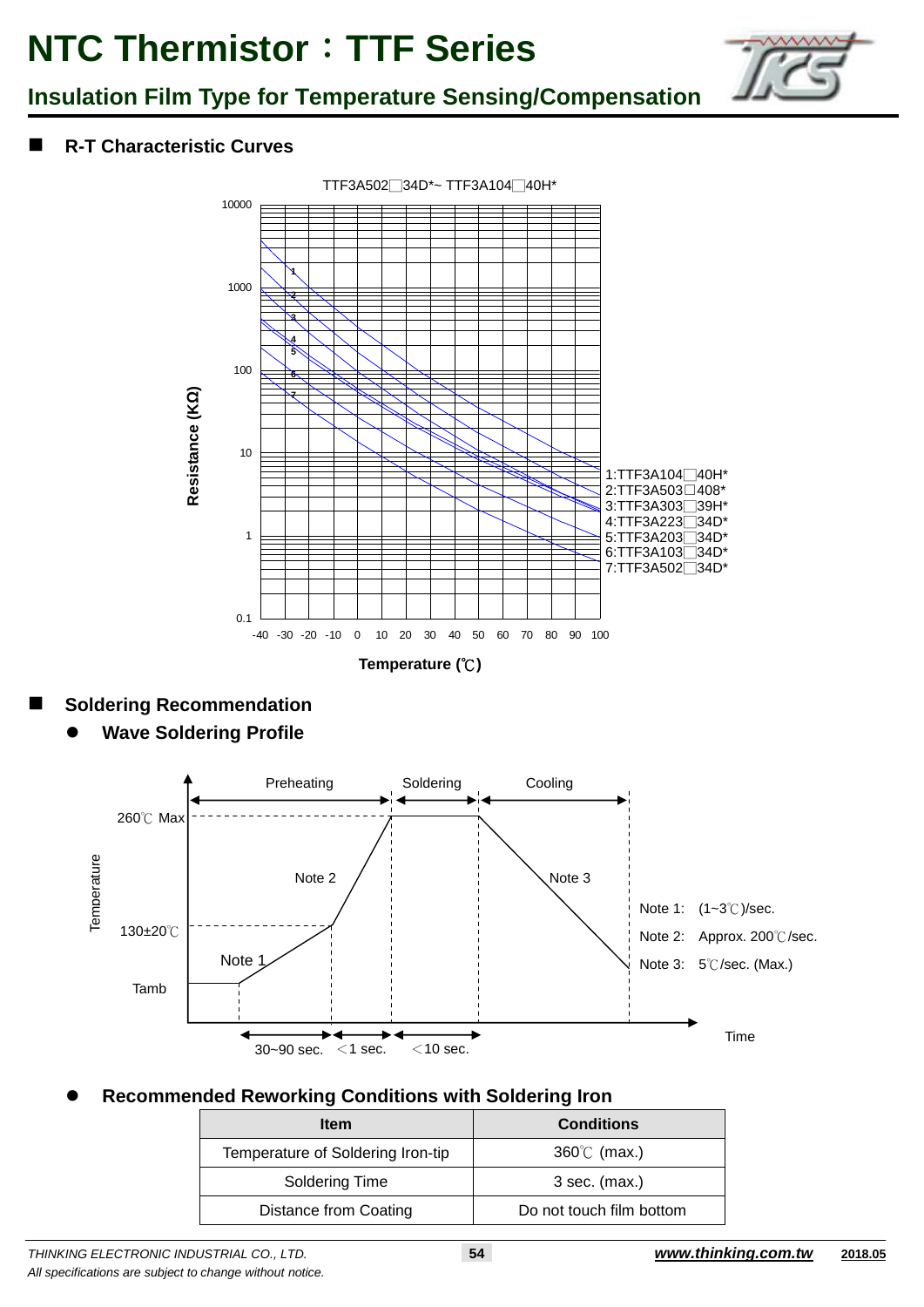# NTC Thermistor：TTF Series

## Insulation Film Type for Temperature Sensing/Compensation

### R-T Characteristic Curves

TTF3A502□34D*~ TTF3A104□40H*

Resistance (KΩ)

Temperature (℃)

1:TTF3A104□40H*
2:TTF3A503□408*
3:TTF3A303□39H*
4:TTF3A223□34D*
5:TTF3A203□34D*
6:TTF3A103□34D*
7:TTF3A502□34D*

### Soldering Recommendation

- **Wave Soldering Profile**

Preheating / Soldering / Cooling

260℃ Max

130±20℃

Tamb

30~90 sec. <1 sec. <10 sec.

Note 1: (1~3℃)/sec.
Note 2: Approx. 200℃/sec.
Note 3: 5℃/sec. (Max.)

- **Recommended Reworking Conditions with Soldering Iron**

| Item | Conditions |
| --- | --- |
| Temperature of Soldering Iron-tip | 360℃ (max.) |
| Soldering Time | 3 sec. (max.) |
| Distance from Coating | Do not touch film bottom |

*THINKING ELECTRONIC INDUSTRIAL CO., LTD.*

*All specifications are subject to change without notice.*

***www.thinking.com.tw*** **2018.05**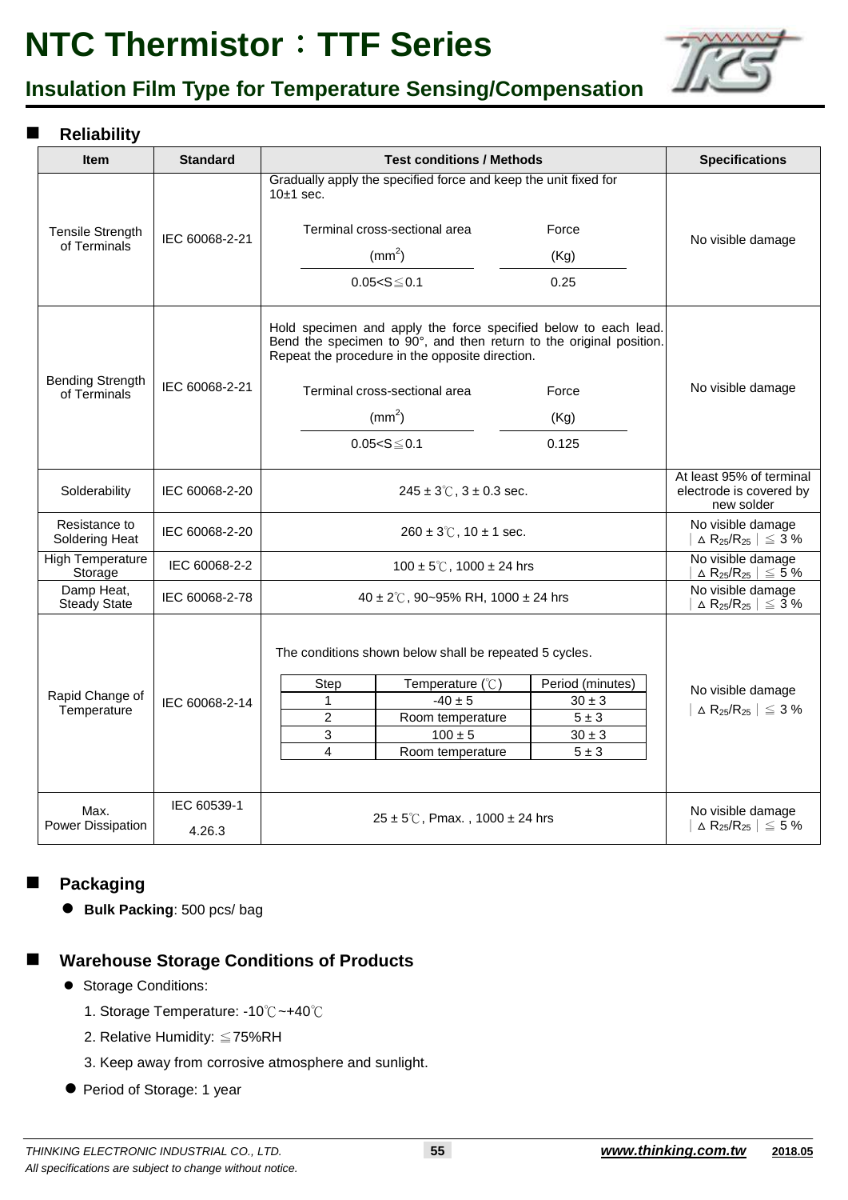# NTC Thermistor：TTF Series

## Insulation Film Type for Temperature Sensing/Compensation

### Reliability

| Item | Standard | Test conditions / Methods | Specifications |
|---|---|---|---|
| Tensile Strength of Terminals | IEC 60068-2-21 | Gradually apply the specified force and keep the unit fixed for 10±1 sec.<br>Terminal cross-sectional area ($mm^2$) / Force (Kg)<br>0.05<S≦0.1 / 0.25 | No visible damage |
| Bending Strength of Terminals | IEC 60068-2-21 | Hold specimen and apply the force specified below to each lead. Bend the specimen to 90°, and then return to the original position. Repeat the procedure in the opposite direction.<br>Terminal cross-sectional area ($mm^2$) / Force (Kg)<br>0.05<S≦0.1 / 0.125 | No visible damage |
| Solderability | IEC 60068-2-20 | 245 ± 3℃, 3 ± 0.3 sec. | At least 95% of terminal electrode is covered by new solder |
| Resistance to Soldering Heat | IEC 60068-2-20 | 260 ± 3℃, 10 ± 1 sec. | No visible damage<br>$\mid \Delta R_{25}/R_{25} \mid \leq 3$ % |
| High Temperature Storage | IEC 60068-2-2 | 100 ± 5℃, 1000 ± 24 hrs | No visible damage<br>$\mid \Delta R_{25}/R_{25} \mid \leq 5$ % |
| Damp Heat, Steady State | IEC 60068-2-78 | 40 ± 2℃, 90~95% RH, 1000 ± 24 hrs | No visible damage<br>$\mid \Delta R_{25}/R_{25} \mid \leq 3$ % |
| Rapid Change of Temperature | IEC 60068-2-14 | The conditions shown below shall be repeated 5 cycles.<br>Step / Temperature (℃) / Period (minutes)<br>1 / -40 ± 5 / 30 ± 3<br>2 / Room temperature / 5 ± 3<br>3 / 100 ± 5 / 30 ± 3<br>4 / Room temperature / 5 ± 3 | No visible damage<br>$\mid \Delta R_{25}/R_{25} \mid \leq 3$ % |
| Max. Power Dissipation | IEC 60539-1 4.26.3 | 25 ± 5℃, Pmax. , 1000 ± 24 hrs | No visible damage<br>$\mid \Delta R_{25}/R_{25} \mid \leq 5$ % |

### Packaging

- **Bulk Packing**: 500 pcs/ bag

### Warehouse Storage Conditions of Products

- Storage Conditions:
  1. Storage Temperature: -10℃~+40℃
  2. Relative Humidity: ≦75%RH
  3. Keep away from corrosive atmosphere and sunlight.
- Period of Storage: 1 year

*THINKING ELECTRONIC INDUSTRIAL CO., LTD.*
*All specifications are subject to change without notice.*
*www.thinking.com.tw* 2018.05